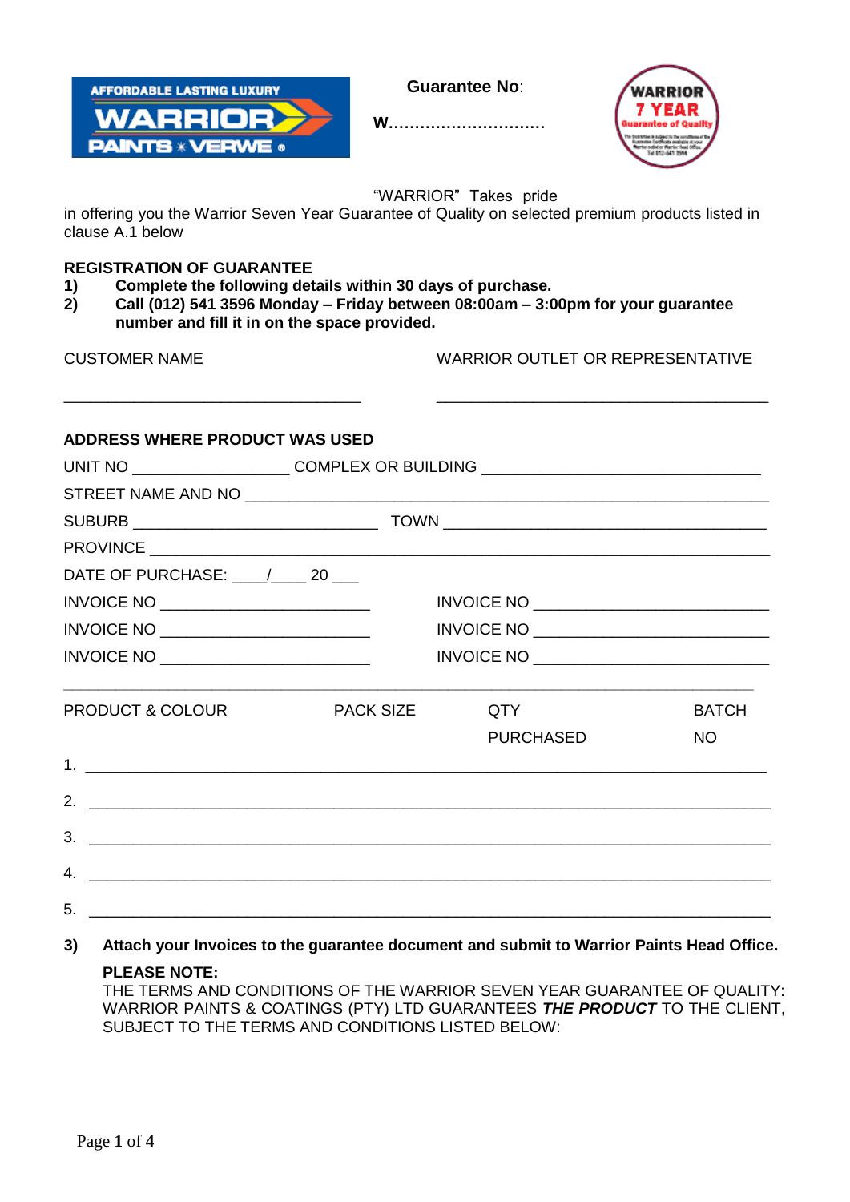**Guarantee No**:

**W…………………………**

"WARRIOR" Takes pride in offering you the Warrior Seven Year Guarantee of Quality on selected premium products listed in clause A.1 below

**REGISTRATION OF GUARANTEE**

1) **Complete the following details within 30 days of purchase.**
2) **Call (012) 541 3596 Monday – Friday between 08:00am – 3:00pm for your guarantee number and fill it in on the space provided.**

CUSTOMER NAME ______________________________

WARRIOR OUTLET OR REPRESENTATIVE ______________________________

**ADDRESS WHERE PRODUCT WAS USED**

UNIT NO ________________ COMPLEX OR BUILDING ______________________________

STREET NAME AND NO ____________________________________________________

SUBURB __________________________ TOWN __________________________________

PROVINCE ______________________________________________________________

DATE OF PURCHASE: ____/____ 20 ___

INVOICE NO ______________________ INVOICE NO ______________________

INVOICE NO ______________________ INVOICE NO ______________________

INVOICE NO ______________________ INVOICE NO ______________________

| PRODUCT & COLOUR | PACK SIZE | QTY PURCHASED | BATCH NO |
|---|---|---|---|
| 1. | | | |
| 2. | | | |
| 3. | | | |
| 4. | | | |
| 5. | | | |

3) **Attach your Invoices to the guarantee document and submit to Warrior Paints Head Office.**

**PLEASE NOTE:**
THE TERMS AND CONDITIONS OF THE WARRIOR SEVEN YEAR GUARANTEE OF QUALITY: WARRIOR PAINTS & COATINGS (PTY) LTD GUARANTEES ***THE PRODUCT*** TO THE CLIENT, SUBJECT TO THE TERMS AND CONDITIONS LISTED BELOW: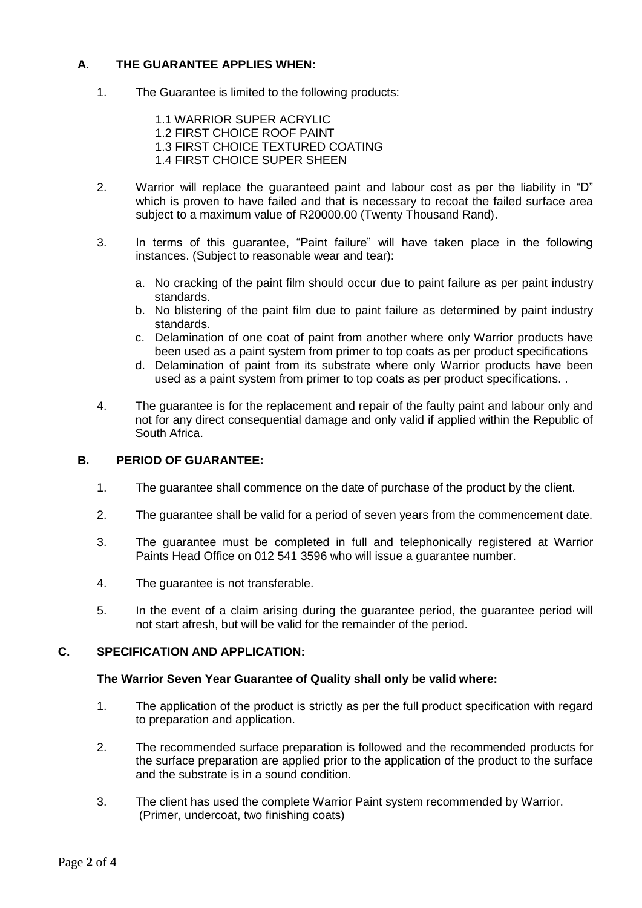## A. THE GUARANTEE APPLIES WHEN:

1. The Guarantee is limited to the following products:

   1.1 WARRIOR SUPER ACRYLIC
   1.2 FIRST CHOICE ROOF PAINT
   1.3 FIRST CHOICE TEXTURED COATING
   1.4 FIRST CHOICE SUPER SHEEN

2. Warrior will replace the guaranteed paint and labour cost as per the liability in "D" which is proven to have failed and that is necessary to recoat the failed surface area subject to a maximum value of R20000.00 (Twenty Thousand Rand).

3. In terms of this guarantee, "Paint failure" will have taken place in the following instances. (Subject to reasonable wear and tear):

   a. No cracking of the paint film should occur due to paint failure as per paint industry standards.
   b. No blistering of the paint film due to paint failure as determined by paint industry standards.
   c. Delamination of one coat of paint from another where only Warrior products have been used as a paint system from primer to top coats as per product specifications
   d. Delamination of paint from its substrate where only Warrior products have been used as a paint system from primer to top coats as per product specifications. .

4. The guarantee is for the replacement and repair of the faulty paint and labour only and not for any direct consequential damage and only valid if applied within the Republic of South Africa.

## B. PERIOD OF GUARANTEE:

1. The guarantee shall commence on the date of purchase of the product by the client.

2. The guarantee shall be valid for a period of seven years from the commencement date.

3. The guarantee must be completed in full and telephonically registered at Warrior Paints Head Office on 012 541 3596 who will issue a guarantee number.

4. The guarantee is not transferable.

5. In the event of a claim arising during the guarantee period, the guarantee period will not start afresh, but will be valid for the remainder of the period.

## C. SPECIFICATION AND APPLICATION:

**The Warrior Seven Year Guarantee of Quality shall only be valid where:**

1. The application of the product is strictly as per the full product specification with regard to preparation and application.

2. The recommended surface preparation is followed and the recommended products for the surface preparation are applied prior to the application of the product to the surface and the substrate is in a sound condition.

3. The client has used the complete Warrior Paint system recommended by Warrior. (Primer, undercoat, two finishing coats)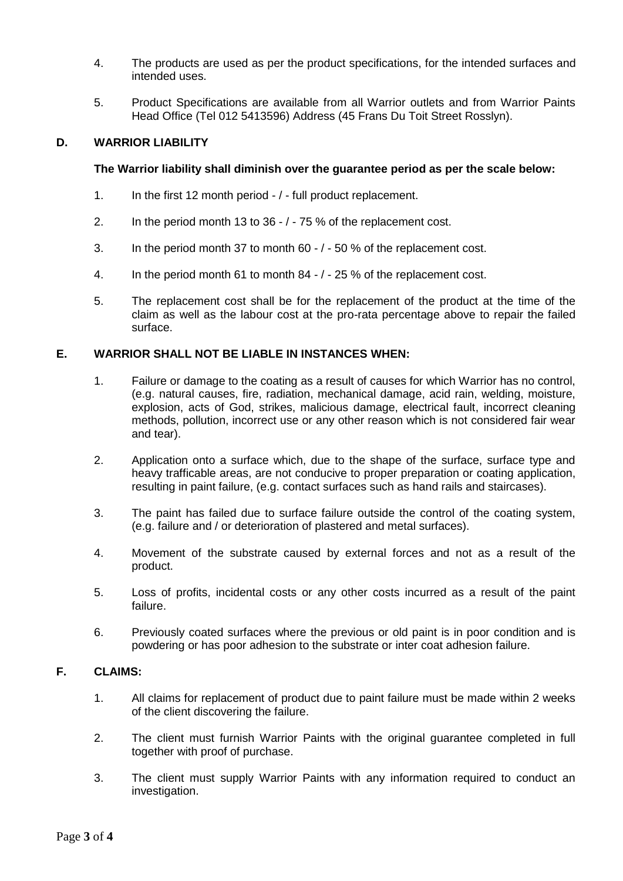4. The products are used as per the product specifications, for the intended surfaces and intended uses.

5. Product Specifications are available from all Warrior outlets and from Warrior Paints Head Office (Tel 012 5413596) Address (45 Frans Du Toit Street Rosslyn).

## D. WARRIOR LIABILITY

**The Warrior liability shall diminish over the guarantee period as per the scale below:**

1. In the first 12 month period - / - full product replacement.

2. In the period month 13 to 36 - / - 75 % of the replacement cost.

3. In the period month 37 to month 60 - / - 50 % of the replacement cost.

4. In the period month 61 to month 84 - / - 25 % of the replacement cost.

5. The replacement cost shall be for the replacement of the product at the time of the claim as well as the labour cost at the pro-rata percentage above to repair the failed surface.

## E. WARRIOR SHALL NOT BE LIABLE IN INSTANCES WHEN:

1. Failure or damage to the coating as a result of causes for which Warrior has no control, (e.g. natural causes, fire, radiation, mechanical damage, acid rain, welding, moisture, explosion, acts of God, strikes, malicious damage, electrical fault, incorrect cleaning methods, pollution, incorrect use or any other reason which is not considered fair wear and tear).

2. Application onto a surface which, due to the shape of the surface, surface type and heavy trafficable areas, are not conducive to proper preparation or coating application, resulting in paint failure, (e.g. contact surfaces such as hand rails and staircases).

3. The paint has failed due to surface failure outside the control of the coating system, (e.g. failure and / or deterioration of plastered and metal surfaces).

4. Movement of the substrate caused by external forces and not as a result of the product.

5. Loss of profits, incidental costs or any other costs incurred as a result of the paint failure.

6. Previously coated surfaces where the previous or old paint is in poor condition and is powdering or has poor adhesion to the substrate or inter coat adhesion failure.

## F. CLAIMS:

1. All claims for replacement of product due to paint failure must be made within 2 weeks of the client discovering the failure.

2. The client must furnish Warrior Paints with the original guarantee completed in full together with proof of purchase.

3. The client must supply Warrior Paints with any information required to conduct an investigation.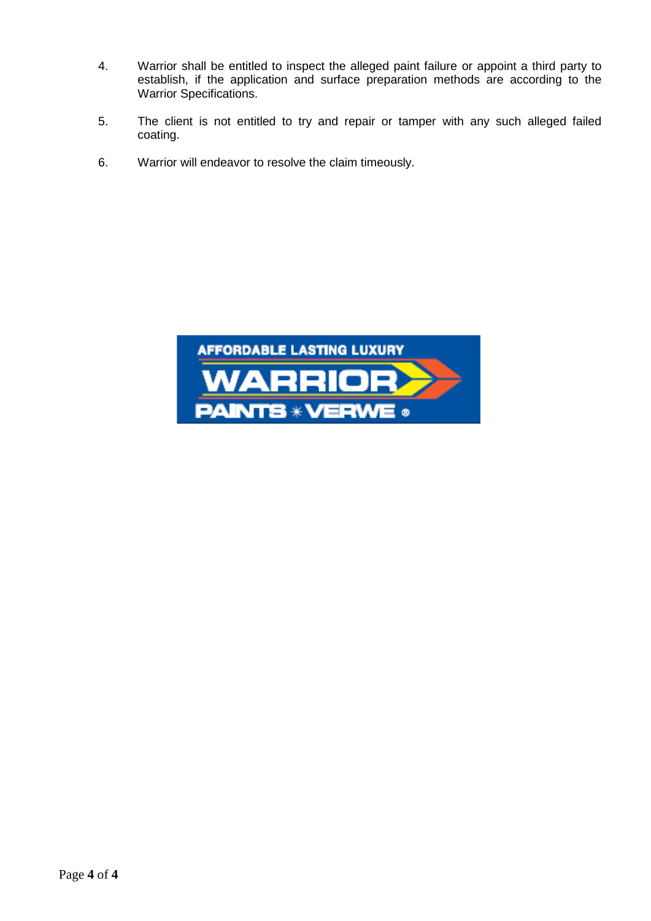4. Warrior shall be entitled to inspect the alleged paint failure or appoint a third party to establish, if the application and surface preparation methods are according to the Warrior Specifications.

5. The client is not entitled to try and repair or tamper with any such alleged failed coating.

6. Warrior will endeavor to resolve the claim timeously.

AFFORDABLE LASTING LUXURY

WARRIOR

PAINTS * VERWE ®